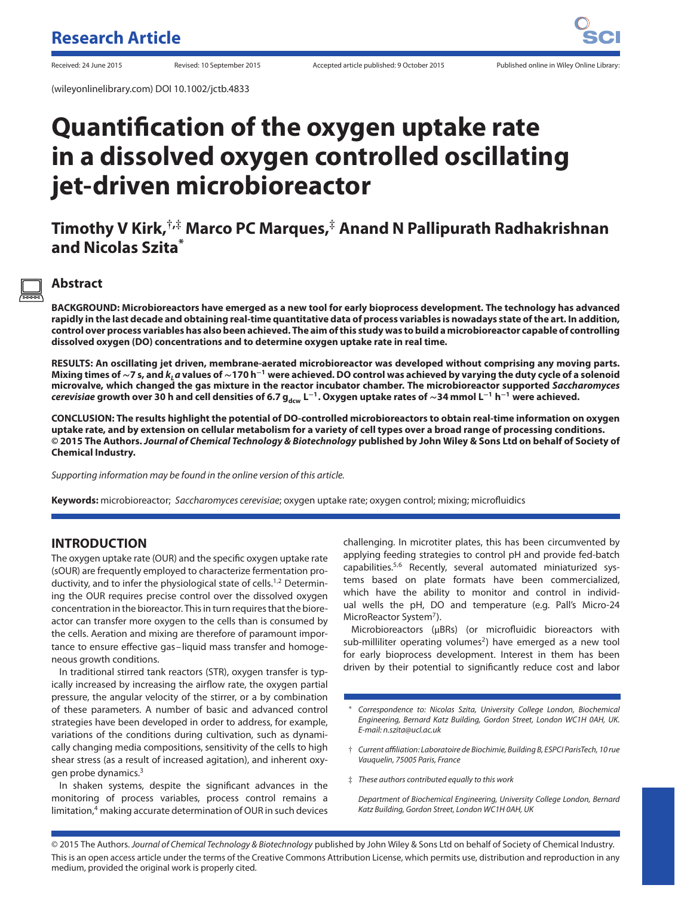Research Article

Received: 24 June 2015 Revised: 10 September 2015 Accepted article published: 9 October 2015 Published online in Wiley Online Library:

(wileyonlinelibrary.com) DOI 10.1002/jctb.4833

# Quantification of the oxygen uptake rate in a dissolved oxygen controlled oscillating jet-driven microbioreactor

**Timothy V Kirk,[†,‡] Marco PC Marques,[‡] Anand N Pallipurath Radhakrishnan and Nicolas Szita[*]**

## Abstract

**BACKGROUND: Microbioreactors have emerged as a new tool for early bioprocess development. The technology has advanced rapidly in the last decade and obtaining real-time quantitative data of process variables is nowadays state of the art. In addition, control over process variables has also been achieved. The aim of this study was to build a microbioreactor capable of controlling dissolved oxygen (DO) concentrations and to determine oxygen uptake rate in real time.**

**RESULTS: An oscillating jet driven, membrane-aerated microbioreactor was developed without comprising any moving parts. Mixing times of ∼7 s, and $k_La$ values of ∼170 $h^{-1}$ were achieved. DO control was achieved by varying the duty cycle of a solenoid microvalve, which changed the gas mixture in the reactor incubator chamber. The microbioreactor supported *Saccharomyces cerevisiae* growth over 30 h and cell densities of 6.7 $g_{dcw}$ $L^{-1}$. Oxygen uptake rates of ∼34 mmol $L^{-1}$ $h^{-1}$ were achieved.**

**CONCLUSION: The results highlight the potential of DO-controlled microbioreactors to obtain real-time information on oxygen uptake rate, and by extension on cellular metabolism for a variety of cell types over a broad range of processing conditions. © 2015 The Authors. *Journal of Chemical Technology & Biotechnology* published by John Wiley & Sons Ltd on behalf of Society of Chemical Industry.**

*Supporting information may be found in the online version of this article.*

**Keywords:** microbioreactor; *Saccharomyces cerevisiae*; oxygen uptake rate; oxygen control; mixing; microfluidics

## INTRODUCTION

The oxygen uptake rate (OUR) and the specific oxygen uptake rate (sOUR) are frequently employed to characterize fermentation productivity, and to infer the physiological state of cells.[1,2] Determining the OUR requires precise control over the dissolved oxygen concentration in the bioreactor. This in turn requires that the bioreactor can transfer more oxygen to the cells than is consumed by the cells. Aeration and mixing are therefore of paramount importance to ensure effective gas–liquid mass transfer and homogeneous growth conditions.

In traditional stirred tank reactors (STR), oxygen transfer is typically increased by increasing the airflow rate, the oxygen partial pressure, the angular velocity of the stirrer, or a by combination of these parameters. A number of basic and advanced control strategies have been developed in order to address, for example, variations of the conditions during cultivation, such as dynamically changing media compositions, sensitivity of the cells to high shear stress (as a result of increased agitation), and inherent oxygen probe dynamics.[3]

In shaken systems, despite the significant advances in the monitoring of process variables, process control remains a limitation,[4] making accurate determination of OUR in such devices challenging. In microtiter plates, this has been circumvented by applying feeding strategies to control pH and provide fed-batch capabilities.[5,6] Recently, several automated miniaturized systems based on plate formats have been commercialized, which have the ability to monitor and control in individual wells the pH, DO and temperature (e.g. Pall's Micro-24 MicroReactor System[7]).

Microbioreactors (μBRs) (or microfluidic bioreactors with sub-milliliter operating volumes[2]) have emerged as a new tool for early bioprocess development. Interest in them has been driven by their potential to significantly reduce cost and labor

[*] *Correspondence to: Nicolas Szita, University College London, Biochemical Engineering, Bernard Katz Building, Gordon Street, London WC1H 0AH, UK. E-mail: n.szita@ucl.ac.uk*

[†] *Current affiliation: Laboratoire de Biochimie, Building B, ESPCI ParisTech, 10 rue Vauquelin, 75005 Paris, France*

[‡] *These authors contributed equally to this work*

*Department of Biochemical Engineering, University College London, Bernard Katz Building, Gordon Street, London WC1H 0AH, UK*

© 2015 The Authors. *Journal of Chemical Technology & Biotechnology* published by John Wiley & Sons Ltd on behalf of Society of Chemical Industry.
This is an open access article under the terms of the Creative Commons Attribution License, which permits use, distribution and reproduction in any medium, provided the original work is properly cited.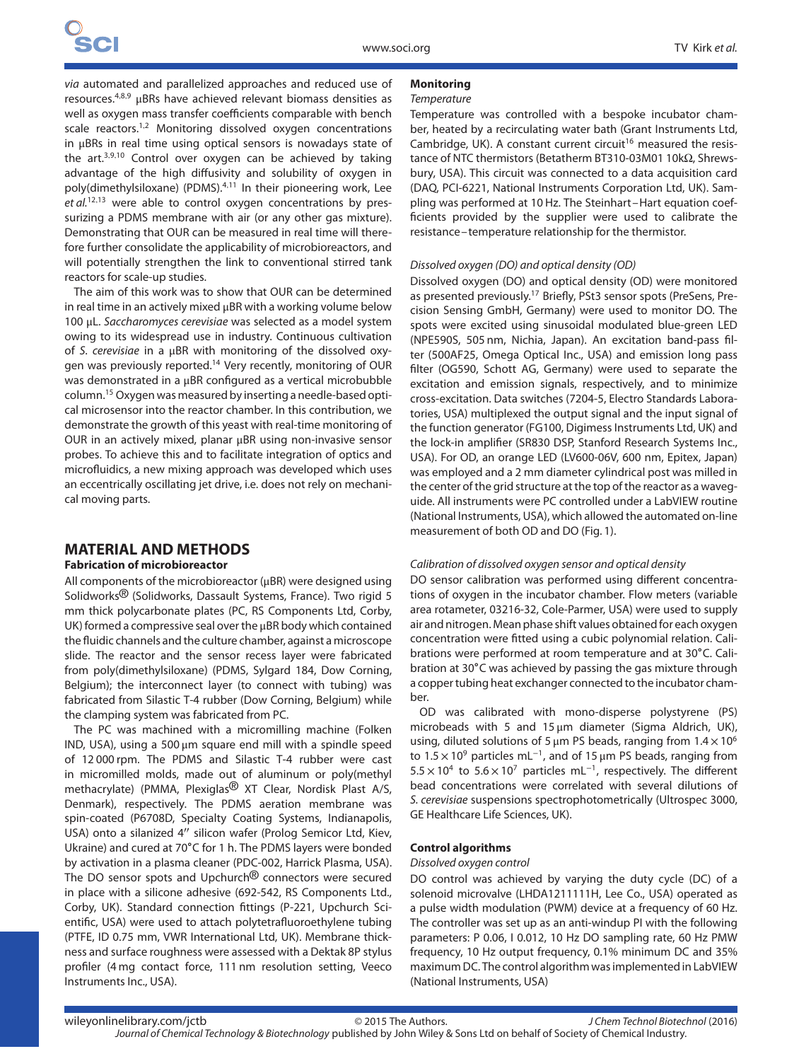*via* automated and parallelized approaches and reduced use of resources.[4,8,9] µBRs have achieved relevant biomass densities as well as oxygen mass transfer coefficients comparable with bench scale reactors.[1,2] Monitoring dissolved oxygen concentrations in µBRs in real time using optical sensors is nowadays state of the art.[3,9,10] Control over oxygen can be achieved by taking advantage of the high diffusivity and solubility of oxygen in poly(dimethylsiloxane) (PDMS).[4,11] In their pioneering work, Lee *et al.*[12,13] were able to control oxygen concentrations by pressurizing a PDMS membrane with air (or any other gas mixture). Demonstrating that OUR can be measured in real time will therefore further consolidate the applicability of microbioreactors, and will potentially strengthen the link to conventional stirred tank reactors for scale-up studies.

The aim of this work was to show that OUR can be determined in real time in an actively mixed µBR with a working volume below 100 µL. *Saccharomyces cerevisiae* was selected as a model system owing to its widespread use in industry. Continuous cultivation of *S. cerevisiae* in a µBR with monitoring of the dissolved oxygen was previously reported.[14] Very recently, monitoring of OUR was demonstrated in a µBR configured as a vertical microbubble column.[15] Oxygen was measured by inserting a needle-based optical microsensor into the reactor chamber. In this contribution, we demonstrate the growth of this yeast with real-time monitoring of OUR in an actively mixed, planar µBR using non-invasive sensor probes. To achieve this and to facilitate integration of optics and microfluidics, a new mixing approach was developed which uses an eccentrically oscillating jet drive, i.e. does not rely on mechanical moving parts.

## MATERIAL AND METHODS

### Fabrication of microbioreactor

All components of the microbioreactor (µBR) were designed using Solidworks® (Solidworks, Dassault Systems, France). Two rigid 5 mm thick polycarbonate plates (PC, RS Components Ltd, Corby, UK) formed a compressive seal over the µBR body which contained the fluidic channels and the culture chamber, against a microscope slide. The reactor and the sensor recess layer were fabricated from poly(dimethylsiloxane) (PDMS, Sylgard 184, Dow Corning, Belgium); the interconnect layer (to connect with tubing) was fabricated from Silastic T-4 rubber (Dow Corning, Belgium) while the clamping system was fabricated from PC.

The PC was machined with a micromilling machine (Folken IND, USA), using a 500 µm square end mill with a spindle speed of 12 000 rpm. The PDMS and Silastic T-4 rubber were cast in micromilled molds, made out of aluminum or poly(methyl methacrylate) (PMMA, Plexiglas® XT Clear, Nordisk Plast A/S, Denmark), respectively. The PDMS aeration membrane was spin-coated (P6708D, Specialty Coating Systems, Indianapolis, USA) onto a silanized 4″ silicon wafer (Prolog Semicor Ltd, Kiev, Ukraine) and cured at 70°C for 1 h. The PDMS layers were bonded by activation in a plasma cleaner (PDC-002, Harrick Plasma, USA). The DO sensor spots and Upchurch® connectors were secured in place with a silicone adhesive (692-542, RS Components Ltd., Corby, UK). Standard connection fittings (P-221, Upchurch Scientific, USA) were used to attach polytetrafluoroethylene tubing (PTFE, ID 0.75 mm, VWR International Ltd, UK). Membrane thickness and surface roughness were assessed with a Dektak 8P stylus profiler (4 mg contact force, 111 nm resolution setting, Veeco Instruments Inc., USA).

### Monitoring

*Temperature*

Temperature was controlled with a bespoke incubator chamber, heated by a recirculating water bath (Grant Instruments Ltd, Cambridge, UK). A constant current circuit[16] measured the resistance of NTC thermistors (Betatherm BT310-03M01 10kΩ, Shrewsbury, USA). This circuit was connected to a data acquisition card (DAQ, PCI-6221, National Instruments Corporation Ltd, UK). Sampling was performed at 10 Hz. The Steinhart–Hart equation coefficients provided by the supplier were used to calibrate the resistance–temperature relationship for the thermistor.

*Dissolved oxygen (DO) and optical density (OD)*

Dissolved oxygen (DO) and optical density (OD) were monitored as presented previously.[17] Briefly, PSt3 sensor spots (PreSens, Precision Sensing GmbH, Germany) were used to monitor DO. The spots were excited using sinusoidal modulated blue-green LED (NPE590S, 505 nm, Nichia, Japan). An excitation band-pass filter (500AF25, Omega Optical Inc., USA) and emission long pass filter (OG590, Schott AG, Germany) were used to separate the excitation and emission signals, respectively, and to minimize cross-excitation. Data switches (7204-5, Electro Standards Laboratories, USA) multiplexed the output signal and the input signal of the function generator (FG100, Digimess Instruments Ltd, UK) and the lock-in amplifier (SR830 DSP, Stanford Research Systems Inc., USA). For OD, an orange LED (LV600-06V, 600 nm, Epitex, Japan) was employed and a 2 mm diameter cylindrical post was milled in the center of the grid structure at the top of the reactor as a waveguide. All instruments were PC controlled under a LabVIEW routine (National Instruments, USA), which allowed the automated on-line measurement of both OD and DO (Fig. 1).

*Calibration of dissolved oxygen sensor and optical density*

DO sensor calibration was performed using different concentrations of oxygen in the incubator chamber. Flow meters (variable area rotameter, 03216-32, Cole-Parmer, USA) were used to supply air and nitrogen. Mean phase shift values obtained for each oxygen concentration were fitted using a cubic polynomial relation. Calibrations were performed at room temperature and at 30°C. Calibration at 30°C was achieved by passing the gas mixture through a copper tubing heat exchanger connected to the incubator chamber.

OD was calibrated with mono-disperse polystyrene (PS) microbeads with 5 and 15 µm diameter (Sigma Aldrich, UK), using, diluted solutions of 5 µm PS beads, ranging from $1.4 \times 10^6$ to $1.5 \times 10^9$ particles mL$^{-1}$, and of 15 µm PS beads, ranging from $5.5 \times 10^4$ to $5.6 \times 10^7$ particles mL$^{-1}$, respectively. The different bead concentrations were correlated with several dilutions of *S. cerevisiae* suspensions spectrophotometrically (Ultrospec 3000, GE Healthcare Life Sciences, UK).

### Control algorithms

*Dissolved oxygen control*

DO control was achieved by varying the duty cycle (DC) of a solenoid microvalve (LHDA1211111H, Lee Co., USA) operated as a pulse width modulation (PWM) device at a frequency of 60 Hz. The controller was set up as an anti-windup PI with the following parameters: P 0.06, I 0.012, 10 Hz DO sampling rate, 60 Hz PMW frequency, 10 Hz output frequency, 0.1% minimum DC and 35% maximum DC. The control algorithm was implemented in LabVIEW (National Instruments, USA)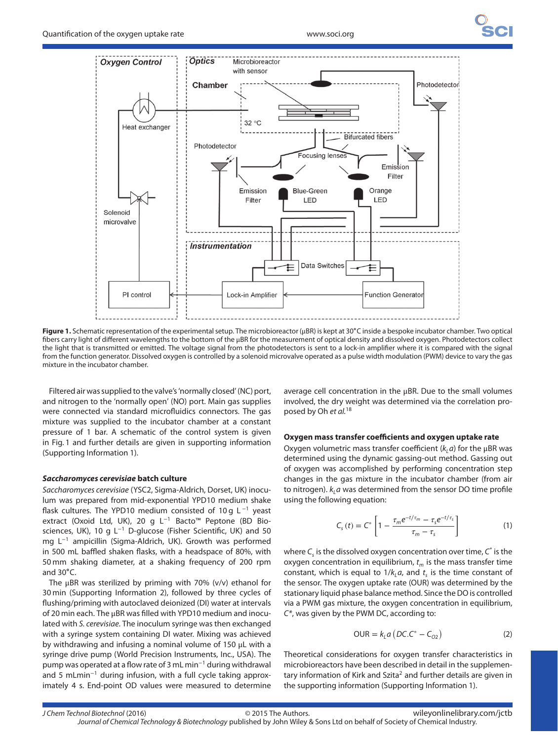**Figure 1.** Schematic representation of the experimental setup. The microbioreactor (μBR) is kept at 30°C inside a bespoke incubator chamber. Two optical fibers carry light of different wavelengths to the bottom of the μBR for the measurement of optical density and dissolved oxygen. Photodetectors collect the light that is transmitted or emitted. The voltage signal from the photodetectors is sent to a lock-in amplifier where it is compared with the signal from the function generator. Dissolved oxygen is controlled by a solenoid microvalve operated as a pulse width modulation (PWM) device to vary the gas mixture in the incubator chamber.

Filtered air was supplied to the valve's 'normally closed' (NC) port, and nitrogen to the 'normally open' (NO) port. Main gas supplies were connected via standard microfluidics connectors. The gas mixture was supplied to the incubator chamber at a constant pressure of 1 bar. A schematic of the control system is given in Fig. 1 and further details are given in supporting information (Supporting Information 1).

### *Saccharomyces cerevisiae* batch culture

*Saccharomyces cerevisiae* (YSC2, Sigma-Aldrich, Dorset, UK) inoculum was prepared from mid-exponential YPD10 medium shake flask cultures. The YPD10 medium consisted of 10 g $L^{-1}$ yeast extract (Oxoid Ltd, UK), 20 g $L^{-1}$ Bacto™ Peptone (BD Biosciences, UK), 10 g $L^{-1}$ D-glucose (Fisher Scientific, UK) and 50 mg $L^{-1}$ ampicillin (Sigma-Aldrich, UK). Growth was performed in 500 mL baffled shaken flasks, with a headspace of 80%, with 50 mm shaking diameter, at a shaking frequency of 200 rpm and 30°C.

The μBR was sterilized by priming with 70% (v/v) ethanol for 30 min (Supporting Information 2), followed by three cycles of flushing/priming with autoclaved deionized (DI) water at intervals of 20 min each. The μBR was filled with YPD10 medium and inoculated with *S. cerevisiae*. The inoculum syringe was then exchanged with a syringe system containing DI water. Mixing was achieved by withdrawing and infusing a nominal volume of 150 μL with a syringe drive pump (World Precision Instruments, Inc., USA). The pump was operated at a flow rate of 3 mL $min^{-1}$ during withdrawal and 5 mLmin$^{-1}$ during infusion, with a full cycle taking approximately 4 s. End-point OD values were measured to determine average cell concentration in the μBR. Due to the small volumes involved, the dry weight was determined via the correlation proposed by Oh *et al.*[18]

### Oxygen mass transfer coefficients and oxygen uptake rate

Oxygen volumetric mass transfer coefficient ($k_La$) for the μBR was determined using the dynamic gassing-out method. Gassing out of oxygen was accomplished by performing concentration step changes in the gas mixture in the incubator chamber (from air to nitrogen). $k_La$ was determined from the sensor DO time profile using the following equation:

$$C_s(t) = C^*\left[1 - \frac{\tau_m e^{-t/\tau_m} - \tau_s e^{-t/\tau_s}}{\tau_m - \tau_s}\right] \quad (1)$$

where $C_s$ is the dissolved oxygen concentration over time, $C^*$ is the oxygen concentration in equilibrium, $t_m$ is the mass transfer time constant, which is equal to $1/k_La$, and $t_s$ is the time constant of the sensor. The oxygen uptake rate (OUR) was determined by the stationary liquid phase balance method. Since the DO is controlled via a PWM gas mixture, the oxygen concentration in equilibrium, $C^*$, was given by the PWM DC, according to:

$$\text{OUR} = k_La\left(DC.C^* - C_{O2}\right) \quad (2)$$

Theoretical considerations for oxygen transfer characteristics in microbioreactors have been described in detail in the supplementary information of Kirk and Szita[2] and further details are given in the supporting information (Supporting Information 1).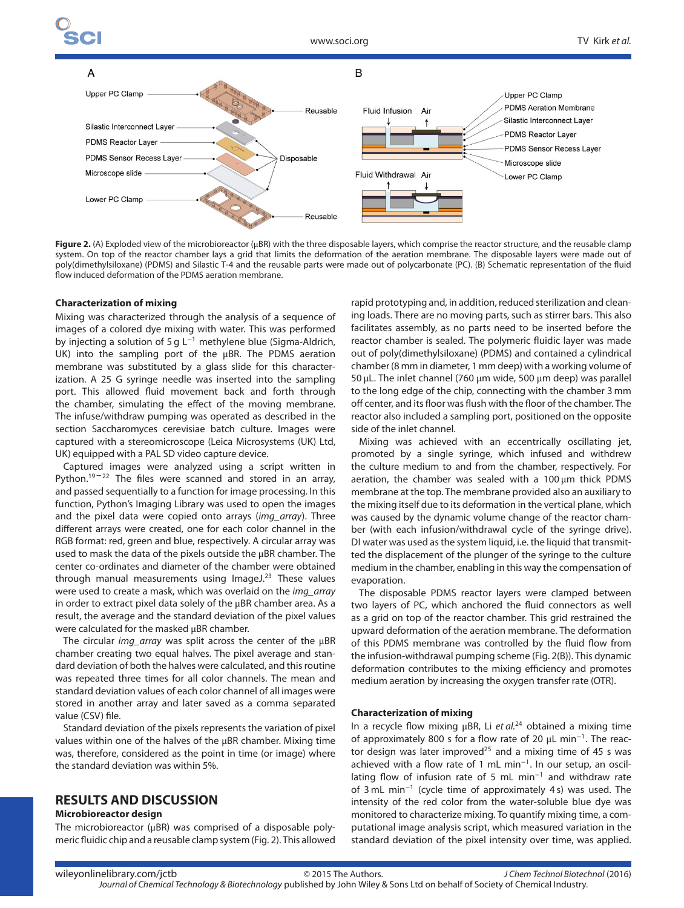Figure 2. (A) Exploded view of the microbioreactor (μBR) with the three disposable layers, which comprise the reactor structure, and the reusable clamp system. On top of the reactor chamber lays a grid that limits the deformation of the aeration membrane. The disposable layers were made out of poly(dimethylsiloxane) (PDMS) and Silastic T-4 and the reusable parts were made out of polycarbonate (PC). (B) Schematic representation of the fluid flow induced deformation of the PDMS aeration membrane.

### Characterization of mixing

Mixing was characterized through the analysis of a sequence of images of a colored dye mixing with water. This was performed by injecting a solution of 5 g $L^{-1}$ methylene blue (Sigma-Aldrich, UK) into the sampling port of the μBR. The PDMS aeration membrane was substituted by a glass slide for this characterization. A 25 G syringe needle was inserted into the sampling port. This allowed fluid movement back and forth through the chamber, simulating the effect of the moving membrane. The infuse/withdraw pumping was operated as described in the section Saccharomyces cerevisiae batch culture. Images were captured with a stereomicroscope (Leica Microsystems (UK) Ltd, UK) equipped with a PAL SD video capture device.

Captured images were analyzed using a script written in Python.[19–22] The files were scanned and stored in an array, and passed sequentially to a function for image processing. In this function, Python's Imaging Library was used to open the images and the pixel data were copied onto arrays (*img_array*). Three different arrays were created, one for each color channel in the RGB format: red, green and blue, respectively. A circular array was used to mask the data of the pixels outside the μBR chamber. The center co-ordinates and diameter of the chamber were obtained through manual measurements using ImageJ.[23] These values were used to create a mask, which was overlaid on the *img_array* in order to extract pixel data solely of the μBR chamber area. As a result, the average and the standard deviation of the pixel values were calculated for the masked μBR chamber.

The circular *img_array* was split across the center of the μBR chamber creating two equal halves. The pixel average and standard deviation of both the halves were calculated, and this routine was repeated three times for all color channels. The mean and standard deviation values of each color channel of all images were stored in another array and later saved as a comma separated value (CSV) file.

Standard deviation of the pixels represents the variation of pixel values within one of the halves of the μBR chamber. Mixing time was, therefore, considered as the point in time (or image) where the standard deviation was within 5%.

## RESULTS AND DISCUSSION

### Microbioreactor design

The microbioreactor (μBR) was comprised of a disposable polymeric fluidic chip and a reusable clamp system (Fig. 2). This allowed rapid prototyping and, in addition, reduced sterilization and cleaning loads. There are no moving parts, such as stirrer bars. This also facilitates assembly, as no parts need to be inserted before the reactor chamber is sealed. The polymeric fluidic layer was made out of poly(dimethylsiloxane) (PDMS) and contained a cylindrical chamber (8 mm in diameter, 1 mm deep) with a working volume of 50 μL. The inlet channel (760 μm wide, 500 μm deep) was parallel to the long edge of the chip, connecting with the chamber 3 mm off center, and its floor was flush with the floor of the chamber. The reactor also included a sampling port, positioned on the opposite side of the inlet channel.

Mixing was achieved with an eccentrically oscillating jet, promoted by a single syringe, which infused and withdrew the culture medium to and from the chamber, respectively. For aeration, the chamber was sealed with a 100 μm thick PDMS membrane at the top. The membrane provided also an auxiliary to the mixing itself due to its deformation in the vertical plane, which was caused by the dynamic volume change of the reactor chamber (with each infusion/withdrawal cycle of the syringe drive). DI water was used as the system liquid, i.e. the liquid that transmitted the displacement of the plunger of the syringe to the culture medium in the chamber, enabling in this way the compensation of evaporation.

The disposable PDMS reactor layers were clamped between two layers of PC, which anchored the fluid connectors as well as a grid on top of the reactor chamber. This grid restrained the upward deformation of the aeration membrane. The deformation of this PDMS membrane was controlled by the fluid flow from the infusion-withdrawal pumping scheme (Fig. 2(B)). This dynamic deformation contributes to the mixing efficiency and promotes medium aeration by increasing the oxygen transfer rate (OTR).

### Characterization of mixing

In a recycle flow mixing μBR, Li *et al.*[24] obtained a mixing time of approximately 800 s for a flow rate of 20 μL $min^{-1}$. The reactor design was later improved[25] and a mixing time of 45 s was achieved with a flow rate of 1 mL $min^{-1}$. In our setup, an oscillating flow of infusion rate of 5 mL $min^{-1}$ and withdraw rate of 3 mL $min^{-1}$ (cycle time of approximately 4 s) was used. The intensity of the red color from the water-soluble blue dye was monitored to characterize mixing. To quantify mixing time, a computational image analysis script, which measured variation in the standard deviation of the pixel intensity over time, was applied.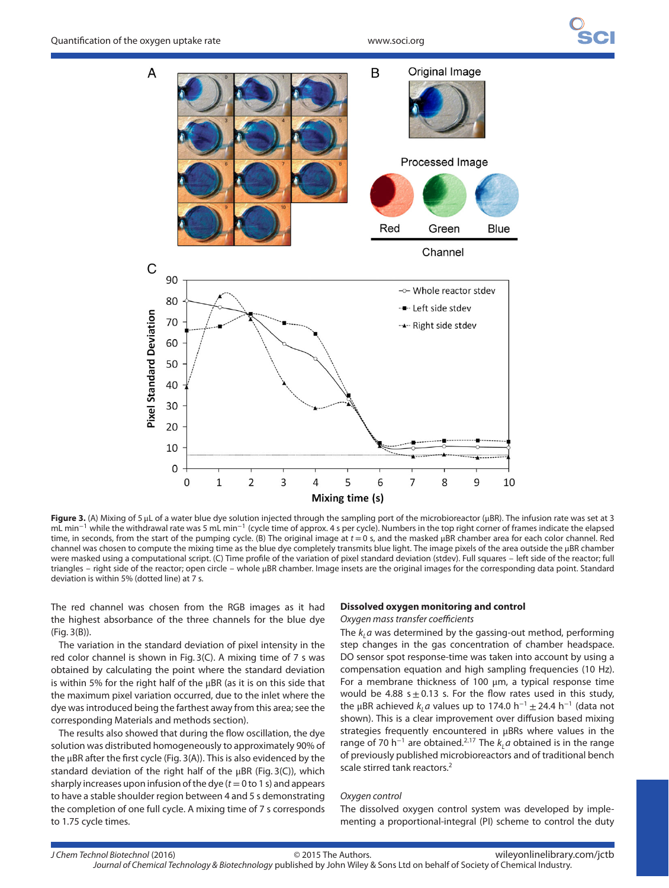**Figure 3.** (A) Mixing of 5 μL of a water blue dye solution injected through the sampling port of the microbioreactor (μBR). The infusion rate was set at 3 mL min$^{-1}$ while the withdrawal rate was 5 mL min$^{-1}$ (cycle time of approx. 4 s per cycle). Numbers in the top right corner of frames indicate the elapsed time, in seconds, from the start of the pumping cycle. (B) The original image at $t = 0$ s, and the masked μBR chamber area for each color channel. Red channel was chosen to compute the mixing time as the blue dye completely transmits blue light. The image pixels of the area outside the μBR chamber were masked using a computational script. (C) Time profile of the variation of pixel standard deviation (stdev). Full squares – left side of the reactor; full triangles – right side of the reactor; open circle – whole μBR chamber. Image insets are the original images for the corresponding data point. Standard deviation is within 5% (dotted line) at 7 s.

The red channel was chosen from the RGB images as it had the highest absorbance of the three channels for the blue dye (Fig. 3(B)).

The variation in the standard deviation of pixel intensity in the red color channel is shown in Fig. 3(C). A mixing time of 7 s was obtained by calculating the point where the standard deviation is within 5% for the right half of the μBR (as it is on this side that the maximum pixel variation occurred, due to the inlet where the dye was introduced being the farthest away from this area; see the corresponding Materials and methods section).

The results also showed that during the flow oscillation, the dye solution was distributed homogeneously to approximately 90% of the μBR after the first cycle (Fig. 3(A)). This is also evidenced by the standard deviation of the right half of the μBR (Fig. 3(C)), which sharply increases upon infusion of the dye ($t = 0$ to 1 s) and appears to have a stable shoulder region between 4 and 5 s demonstrating the completion of one full cycle. A mixing time of 7 s corresponds to 1.75 cycle times.

## Dissolved oxygen monitoring and control

*Oxygen mass transfer coefficients*

The $k_La$ was determined by the gassing-out method, performing step changes in the gas concentration of chamber headspace. DO sensor spot response-time was taken into account by using a compensation equation and high sampling frequencies (10 Hz). For a membrane thickness of 100 μm, a typical response time would be 4.88 s ± 0.13 s. For the flow rates used in this study, the μBR achieved $k_La$ values up to 174.0 h$^{-1}$ ± 24.4 h$^{-1}$ (data not shown). This is a clear improvement over diffusion based mixing strategies frequently encountered in μBRs where values in the range of 70 h$^{-1}$ are obtained.[2,17] The $k_La$ obtained is in the range of previously published microbioreactors and of traditional bench scale stirred tank reactors.[2]

*Oxygen control*

The dissolved oxygen control system was developed by implementing a proportional-integral (PI) scheme to control the duty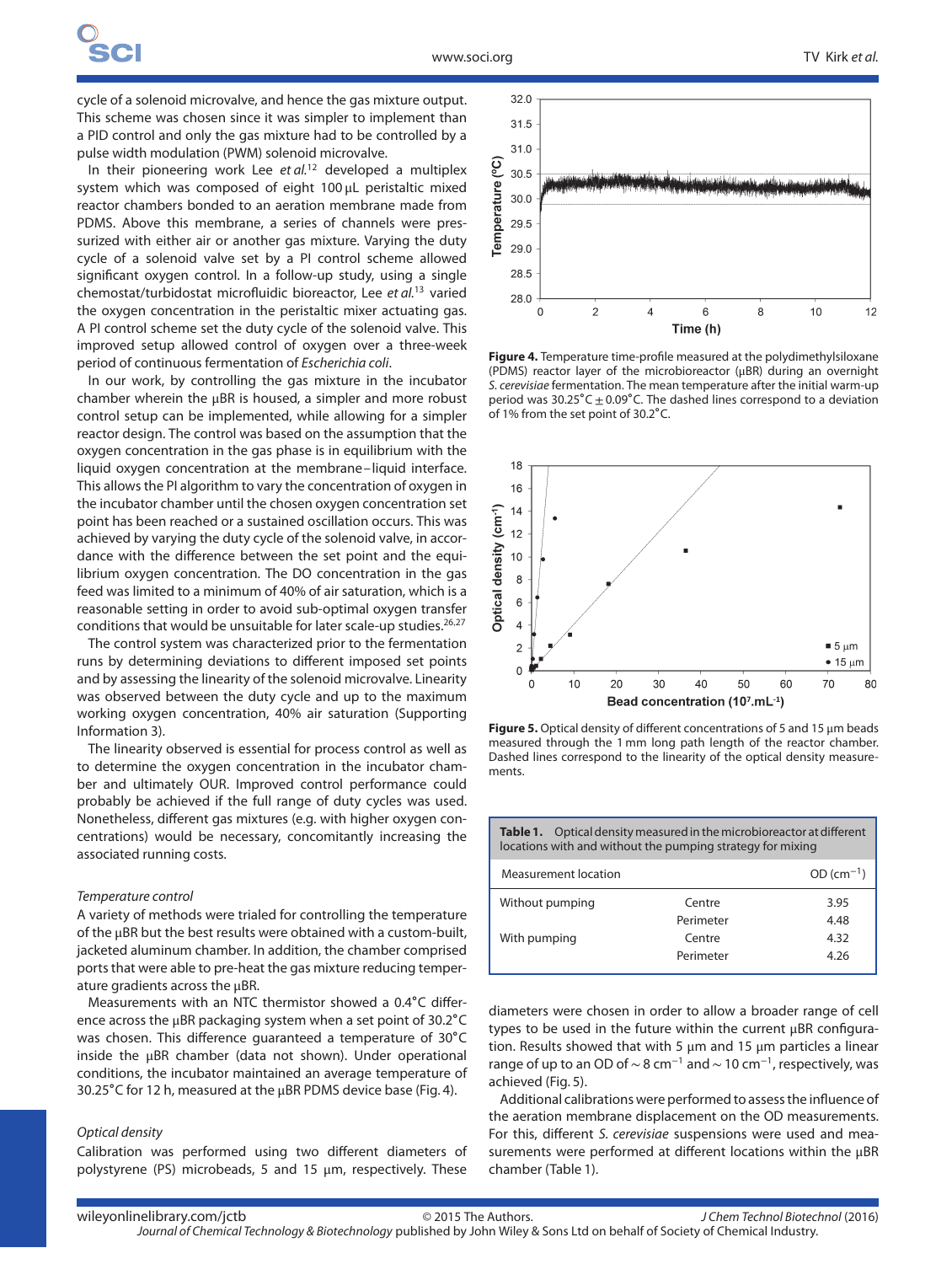cycle of a solenoid microvalve, and hence the gas mixture output. This scheme was chosen since it was simpler to implement than a PID control and only the gas mixture had to be controlled by a pulse width modulation (PWM) solenoid microvalve.

In their pioneering work Lee *et al.*[12] developed a multiplex system which was composed of eight 100 μL peristaltic mixed reactor chambers bonded to an aeration membrane made from PDMS. Above this membrane, a series of channels were pressurized with either air or another gas mixture. Varying the duty cycle of a solenoid valve set by a PI control scheme allowed significant oxygen control. In a follow-up study, using a single chemostat/turbidostat microfluidic bioreactor, Lee *et al.*[13] varied the oxygen concentration in the peristaltic mixer actuating gas. A PI control scheme set the duty cycle of the solenoid valve. This improved setup allowed control of oxygen over a three-week period of continuous fermentation of *Escherichia coli*.

In our work, by controlling the gas mixture in the incubator chamber wherein the μBR is housed, a simpler and more robust control setup can be implemented, while allowing for a simpler reactor design. The control was based on the assumption that the oxygen concentration in the gas phase is in equilibrium with the liquid oxygen concentration at the membrane–liquid interface. This allows the PI algorithm to vary the concentration of oxygen in the incubator chamber until the chosen oxygen concentration set point has been reached or a sustained oscillation occurs. This was achieved by varying the duty cycle of the solenoid valve, in accordance with the difference between the set point and the equilibrium oxygen concentration. The DO concentration in the gas feed was limited to a minimum of 40% of air saturation, which is a reasonable setting in order to avoid sub-optimal oxygen transfer conditions that would be unsuitable for later scale-up studies.[26,27]

The control system was characterized prior to the fermentation runs by determining deviations to different imposed set points and by assessing the linearity of the solenoid microvalve. Linearity was observed between the duty cycle and up to the maximum working oxygen concentration, 40% air saturation (Supporting Information 3).

The linearity observed is essential for process control as well as to determine the oxygen concentration in the incubator chamber and ultimately OUR. Improved control performance could probably be achieved if the full range of duty cycles was used. Nonetheless, different gas mixtures (e.g. with higher oxygen concentrations) would be necessary, concomitantly increasing the associated running costs.

### *Temperature control*

A variety of methods were trialed for controlling the temperature of the μBR but the best results were obtained with a custom-built, jacketed aluminum chamber. In addition, the chamber comprised ports that were able to pre-heat the gas mixture reducing temperature gradients across the μBR.

Measurements with an NTC thermistor showed a 0.4°C difference across the μBR packaging system when a set point of 30.2°C was chosen. This difference guaranteed a temperature of 30°C inside the μBR chamber (data not shown). Under operational conditions, the incubator maintained an average temperature of 30.25°C for 12 h, measured at the μBR PDMS device base (Fig. 4).

### *Optical density*

Calibration was performed using two different diameters of polystyrene (PS) microbeads, 5 and 15 μm, respectively. These diameters were chosen in order to allow a broader range of cell types to be used in the future within the current μBR configuration. Results showed that with 5 μm and 15 μm particles a linear range of up to an OD of ~ 8 $cm^{-1}$ and ~ 10 $cm^{-1}$, respectively, was achieved (Fig. 5).

Additional calibrations were performed to assess the influence of the aeration membrane displacement on the OD measurements. For this, different *S. cerevisiae* suspensions were used and measurements were performed at different locations within the μBR chamber (Table 1).

Temperature (°C)
32.0
31.5
31.0
30.5
30.0
29.5
29.0
28.5
28.0
0 2 4 6 8 10 12
Time (h)

**Figure 4.** Temperature time-profile measured at the polydimethylsiloxane (PDMS) reactor layer of the microbioreactor (μBR) during an overnight *S. cerevisiae* fermentation. The mean temperature after the initial warm-up period was 30.25°C ± 0.09°C. The dashed lines correspond to a deviation of 1% from the set point of 30.2°C.

Optical density ($cm^{-1}$)
18
16
14
12
10
8
6
4
2
0
0 10 20 30 40 50 60 70 80
Bead concentration ($10^7$.$mL^{-1}$)
■ 5 μm
● 15 μm

**Figure 5.** Optical density of different concentrations of 5 and 15 μm beads measured through the 1 mm long path length of the reactor chamber. Dashed lines correspond to the linearity of the optical density measurements.

**Table 1.** Optical density measured in the microbioreactor at different locations with and without the pumping strategy for mixing

| Measurement location | | OD ($cm^{-1}$) |
|---|---|---|
| Without pumping | Centre | 3.95 |
| | Perimeter | 4.48 |
| With pumping | Centre | 4.32 |
| | Perimeter | 4.26 |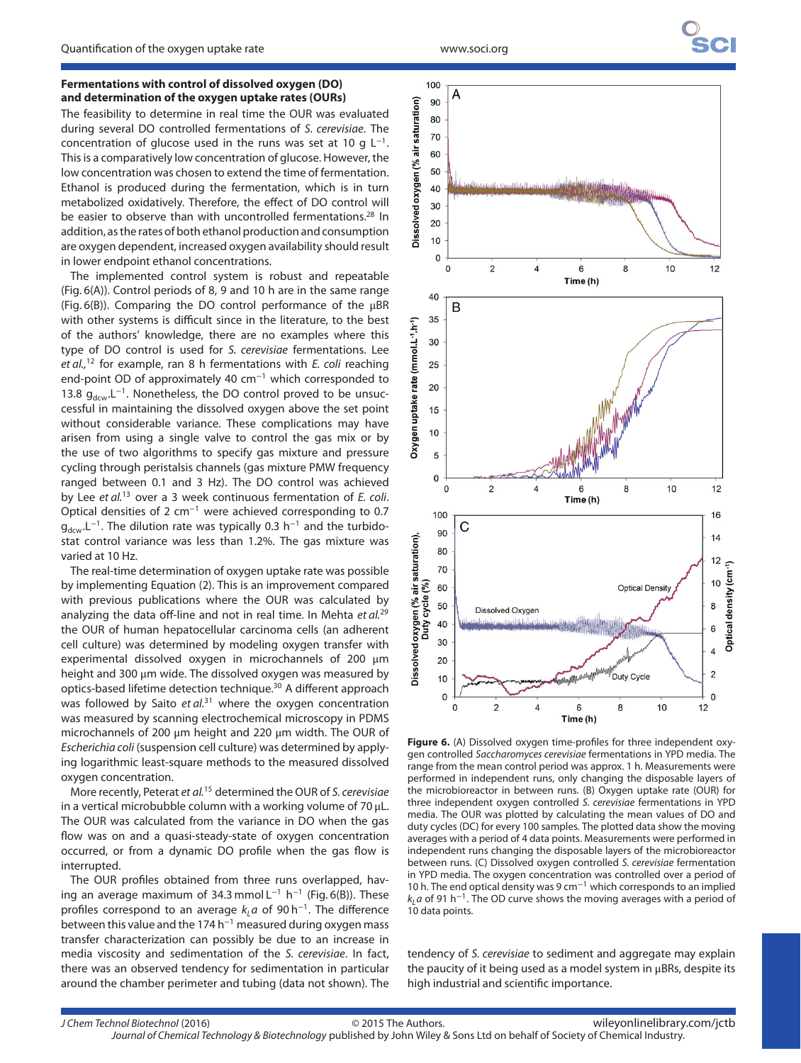### Fermentations with control of dissolved oxygen (DO) and determination of the oxygen uptake rates (OURs)

The feasibility to determine in real time the OUR was evaluated during several DO controlled fermentations of *S. cerevisiae*. The concentration of glucose used in the runs was set at 10 g $L^{-1}$. This is a comparatively low concentration of glucose. However, the low concentration was chosen to extend the time of fermentation. Ethanol is produced during the fermentation, which is in turn metabolized oxidatively. Therefore, the effect of DO control will be easier to observe than with uncontrolled fermentations.[28] In addition, as the rates of both ethanol production and consumption are oxygen dependent, increased oxygen availability should result in lower endpoint ethanol concentrations.

The implemented control system is robust and repeatable (Fig. 6(A)). Control periods of 8, 9 and 10 h are in the same range (Fig. 6(B)). Comparing the DO control performance of the µBR with other systems is difficult since in the literature, to the best of the authors' knowledge, there are no examples where this type of DO control is used for *S. cerevisiae* fermentations. Lee *et al.*,[12] for example, ran 8 h fermentations with *E. coli* reaching end-point OD of approximately 40 $cm^{-1}$ which corresponded to 13.8 $g_{dcw}.L^{-1}$. Nonetheless, the DO control proved to be unsuccessful in maintaining the dissolved oxygen above the set point without considerable variance. These complications may have arisen from using a single valve to control the gas mix or by the use of two algorithms to specify gas mixture and pressure cycling through peristalsis channels (gas mixture PMW frequency ranged between 0.1 and 3 Hz). The DO control was achieved by Lee *et al.*[13] over a 3 week continuous fermentation of *E. coli*. Optical densities of 2 $cm^{-1}$ were achieved corresponding to 0.7 $g_{dcw}.L^{-1}$. The dilution rate was typically 0.3 $h^{-1}$ and the turbidostat control variance was less than 1.2%. The gas mixture was varied at 10 Hz.

The real-time determination of oxygen uptake rate was possible by implementing Equation (2). This is an improvement compared with previous publications where the OUR was calculated by analyzing the data off-line and not in real time. In Mehta *et al.*[29] the OUR of human hepatocellular carcinoma cells (an adherent cell culture) was determined by modeling oxygen transfer with experimental dissolved oxygen in microchannels of 200 µm height and 300 µm wide. The dissolved oxygen was measured by optics-based lifetime detection technique.[30] A different approach was followed by Saito *et al.*[31] where the oxygen concentration was measured by scanning electrochemical microscopy in PDMS microchannels of 200 µm height and 220 µm width. The OUR of *Escherichia coli* (suspension cell culture) was determined by applying logarithmic least-square methods to the measured dissolved oxygen concentration.

More recently, Peterat *et al.*[15] determined the OUR of *S. cerevisiae* in a vertical microbubble column with a working volume of 70 µL. The OUR was calculated from the variance in DO when the gas flow was on and a quasi-steady-state of oxygen concentration occurred, or from a dynamic DO profile when the gas flow is interrupted.

The OUR profiles obtained from three runs overlapped, having an average maximum of 34.3 mmol $L^{-1}$ $h^{-1}$ (Fig. 6(B)). These profiles correspond to an average $k_La$ of 90 $h^{-1}$. The difference between this value and the 174 $h^{-1}$ measured during oxygen mass transfer characterization can possibly be due to an increase in media viscosity and sedimentation of the *S. cerevisiae*. In fact, there was an observed tendency for sedimentation in particular around the chamber perimeter and tubing (data not shown). The tendency of *S. cerevisiae* to sediment and aggregate may explain the paucity of it being used as a model system in µBRs, despite its high industrial and scientific importance.

**Figure 6.** (A) Dissolved oxygen time-profiles for three independent oxygen controlled *Saccharomyces cerevisiae* fermentations in YPD media. The range from the mean control period was approx. 1 h. Measurements were performed in independent runs, only changing the disposable layers of the microbioreactor in between runs. (B) Oxygen uptake rate (OUR) for three independent oxygen controlled *S. cerevisiae* fermentations in YPD media. The OUR was plotted by calculating the mean values of DO and duty cycles (DC) for every 100 samples. The plotted data show the moving averages with a period of 4 data points. Measurements were performed in independent runs changing the disposable layers of the microbioreactor between runs. (C) Dissolved oxygen controlled *S. cerevisiae* fermentation in YPD media. The oxygen concentration was controlled over a period of 10 h. The end optical density was 9 $cm^{-1}$ which corresponds to an implied $k_La$ of 91 $h^{-1}$. The OD curve shows the moving averages with a period of 10 data points.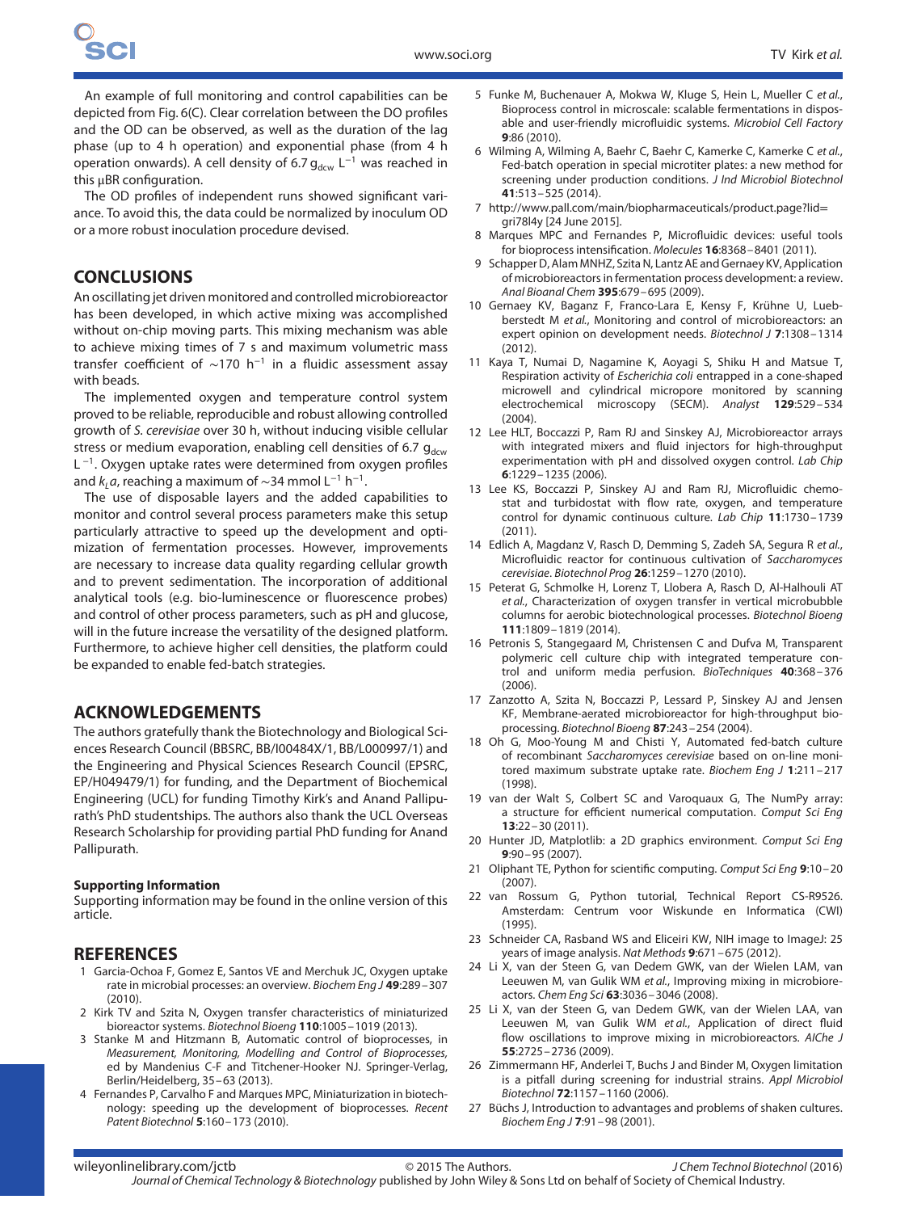An example of full monitoring and control capabilities can be depicted from Fig. 6(C). Clear correlation between the DO profiles and the OD can be observed, as well as the duration of the lag phase (up to 4 h operation) and exponential phase (from 4 h operation onwards). A cell density of 6.7 $g_{dcw}$ $L^{-1}$ was reached in this μBR configuration.

The OD profiles of independent runs showed significant variance. To avoid this, the data could be normalized by inoculum OD or a more robust inoculation procedure devised.

## CONCLUSIONS

An oscillating jet driven monitored and controlled microbioreactor has been developed, in which active mixing was accomplished without on-chip moving parts. This mixing mechanism was able to achieve mixing times of 7 s and maximum volumetric mass transfer coefficient of ∼170 $h^{-1}$ in a fluidic assessment assay with beads.

The implemented oxygen and temperature control system proved to be reliable, reproducible and robust allowing controlled growth of *S. cerevisiae* over 30 h, without inducing visible cellular stress or medium evaporation, enabling cell densities of 6.7 $g_{dcw}$ $L^{-1}$. Oxygen uptake rates were determined from oxygen profiles and $k_L a$, reaching a maximum of ∼34 mmol $L^{-1}$ $h^{-1}$.

The use of disposable layers and the added capabilities to monitor and control several process parameters make this setup particularly attractive to speed up the development and optimization of fermentation processes. However, improvements are necessary to increase data quality regarding cellular growth and to prevent sedimentation. The incorporation of additional analytical tools (e.g. bio-luminescence or fluorescence probes) and control of other process parameters, such as pH and glucose, will in the future increase the versatility of the designed platform. Furthermore, to achieve higher cell densities, the platform could be expanded to enable fed-batch strategies.

## ACKNOWLEDGEMENTS

The authors gratefully thank the Biotechnology and Biological Sciences Research Council (BBSRC, BB/I00484X/1, BB/L000997/1) and the Engineering and Physical Sciences Research Council (EPSRC, EP/H049479/1) for funding, and the Department of Biochemical Engineering (UCL) for funding Timothy Kirk's and Anand Pallipurath's PhD studentships. The authors also thank the UCL Overseas Research Scholarship for providing partial PhD funding for Anand Pallipurath.

### Supporting Information

Supporting information may be found in the online version of this article.

## REFERENCES

1 Garcia-Ochoa F, Gomez E, Santos VE and Merchuk JC, Oxygen uptake rate in microbial processes: an overview. *Biochem Eng J* **49**:289–307 (2010).
2 Kirk TV and Szita N, Oxygen transfer characteristics of miniaturized bioreactor systems. *Biotechnol Bioeng* **110**:1005–1019 (2013).
3 Stanke M and Hitzmann B, Automatic control of bioprocesses, in *Measurement, Monitoring, Modelling and Control of Bioprocesses,* ed by Mandenius C-F and Titchener-Hooker NJ. Springer-Verlag, Berlin/Heidelberg, 35–63 (2013).
4 Fernandes P, Carvalho F and Marques MPC, Miniaturization in biotechnology: speeding up the development of bioprocesses. *Recent Patent Biotechnol* **5**:160–173 (2010).
5 Funke M, Buchenauer A, Mokwa W, Kluge S, Hein L, Mueller C *et al.*, Bioprocess control in microscale: scalable fermentations in disposable and user-friendly microfluidic systems. *Microbiol Cell Factory* **9**:86 (2010).
6 Wilming A, Wilming A, Baehr C, Baehr C, Kamerke C, Kamerke C *et al.*, Fed-batch operation in special microtiter plates: a new method for screening under production conditions. *J Ind Microbiol Biotechnol* **41**:513–525 (2014).
7 http://www.pall.com/main/biopharmaceuticals/product.page?lid=gri78l4y [24 June 2015].
8 Marques MPC and Fernandes P, Microfluidic devices: useful tools for bioprocess intensification. *Molecules* **16**:8368–8401 (2011).
9 Schapper D, Alam MNHZ, Szita N, Lantz AE and Gernaey KV, Application of microbioreactors in fermentation process development: a review. *Anal Bioanal Chem* **395**:679–695 (2009).
10 Gernaey KV, Baganz F, Franco-Lara E, Kensy F, Krühne U, Luebberstedt M *et al.*, Monitoring and control of microbioreactors: an expert opinion on development needs. *Biotechnol J* **7**:1308–1314 (2012).
11 Kaya T, Numai D, Nagamine K, Aoyagi S, Shiku H and Matsue T, Respiration activity of *Escherichia coli* entrapped in a cone-shaped microwell and cylindrical micropore monitored by scanning electrochemical microscopy (SECM). *Analyst* **129**:529–534 (2004).
12 Lee HLT, Boccazzi P, Ram RJ and Sinskey AJ, Microbioreactor arrays with integrated mixers and fluid injectors for high-throughput experimentation with pH and dissolved oxygen control. *Lab Chip* **6**:1229–1235 (2006).
13 Lee KS, Boccazzi P, Sinskey AJ and Ram RJ, Microfluidic chemostat and turbidostat with flow rate, oxygen, and temperature control for dynamic continuous culture. *Lab Chip* **11**:1730–1739 (2011).
14 Edlich A, Magdanz V, Rasch D, Demming S, Zadeh SA, Segura R *et al.*, Microfluidic reactor for continuous cultivation of *Saccharomyces cerevisiae*. *Biotechnol Prog* **26**:1259–1270 (2010).
15 Peterat G, Schmolke H, Lorenz T, Llobera A, Rasch D, Al-Halhouli AT *et al.*, Characterization of oxygen transfer in vertical microbubble columns for aerobic biotechnological processes. *Biotechnol Bioeng* **111**:1809–1819 (2014).
16 Petronis S, Stangegaard M, Christensen C and Dufva M, Transparent polymeric cell culture chip with integrated temperature control and uniform media perfusion. *BioTechniques* **40**:368–376 (2006).
17 Zanzotto A, Szita N, Boccazzi P, Lessard P, Sinskey AJ and Jensen KF, Membrane-aerated microbioreactor for high-throughput bioprocessing. *Biotechnol Bioeng* **87**:243–254 (2004).
18 Oh G, Moo-Young M and Chisti Y, Automated fed-batch culture of recombinant *Saccharomyces cerevisiae* based on on-line monitored maximum substrate uptake rate. *Biochem Eng J* **1**:211–217 (1998).
19 van der Walt S, Colbert SC and Varoquaux G, The NumPy array: a structure for efficient numerical computation. *Comput Sci Eng* **13**:22–30 (2011).
20 Hunter JD, Matplotlib: a 2D graphics environment. *Comput Sci Eng* **9**:90–95 (2007).
21 Oliphant TE, Python for scientific computing. *Comput Sci Eng* **9**:10–20 (2007).
22 van Rossum G, Python tutorial, Technical Report CS-R9526. Amsterdam: Centrum voor Wiskunde en Informatica (CWI) (1995).
23 Schneider CA, Rasband WS and Eliceiri KW, NIH image to ImageJ: 25 years of image analysis. *Nat Methods* **9**:671–675 (2012).
24 Li X, van der Steen G, van Dedem GWK, van der Wielen LAM, van Leeuwen M, van Gulik WM *et al.*, Improving mixing in microbioreactors. *Chem Eng Sci* **63**:3036–3046 (2008).
25 Li X, van der Steen G, van Dedem GWK, van der Wielen LAA, van Leeuwen M, van Gulik WM *et al.*, Application of direct fluid flow oscillations to improve mixing in microbioreactors. *AIChe J* **55**:2725–2736 (2009).
26 Zimmermann HF, Anderlei T, Buchs J and Binder M, Oxygen limitation is a pitfall during screening for industrial strains. *Appl Microbiol Biotechnol* **72**:1157–1160 (2006).
27 Büchs J, Introduction to advantages and problems of shaken cultures. *Biochem Eng J* **7**:91–98 (2001).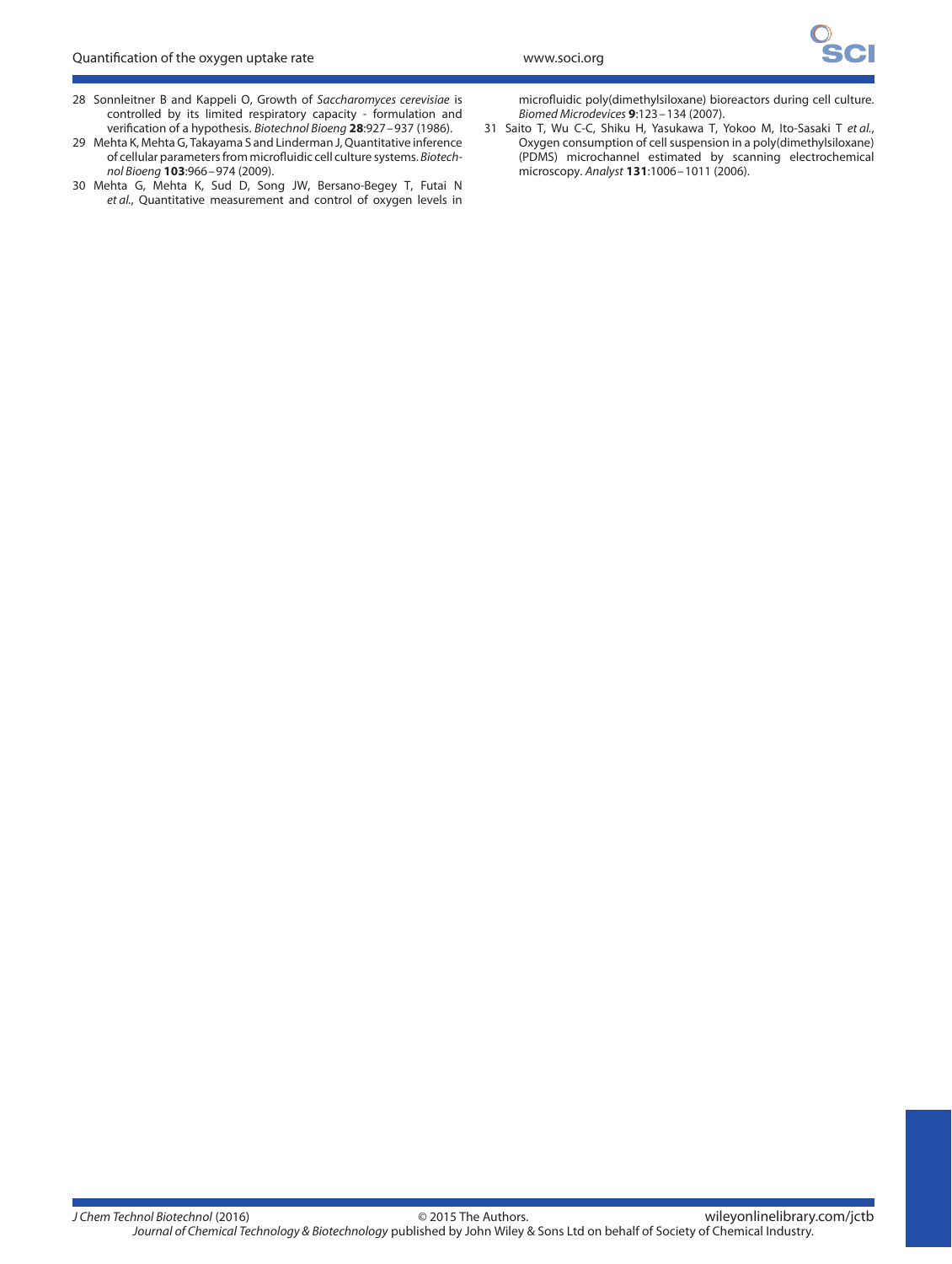28 Sonnleitner B and Kappeli O, Growth of *Saccharomyces cerevisiae* is controlled by its limited respiratory capacity - formulation and verification of a hypothesis. *Biotechnol Bioeng* **28**:927–937 (1986).

29 Mehta K, Mehta G, Takayama S and Linderman J, Quantitative inference of cellular parameters from microfluidic cell culture systems. *Biotechnol Bioeng* **103**:966–974 (2009).

30 Mehta G, Mehta K, Sud D, Song JW, Bersano-Begey T, Futai N *et al.*, Quantitative measurement and control of oxygen levels in microfluidic poly(dimethylsiloxane) bioreactors during cell culture. *Biomed Microdevices* **9**:123–134 (2007).

31 Saito T, Wu C-C, Shiku H, Yasukawa T, Yokoo M, Ito-Sasaki T *et al.*, Oxygen consumption of cell suspension in a poly(dimethylsiloxane) (PDMS) microchannel estimated by scanning electrochemical microscopy. *Analyst* **131**:1006–1011 (2006).